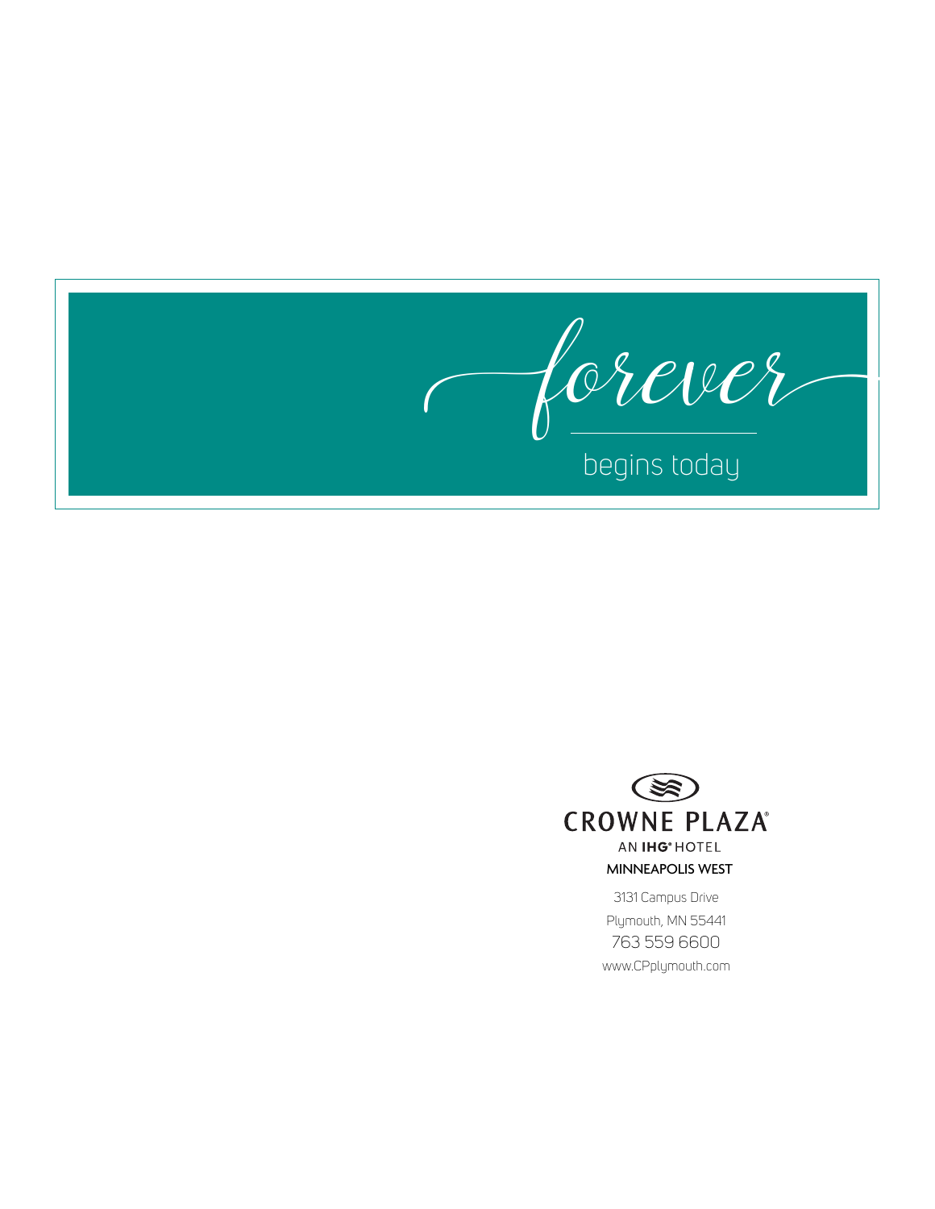# forever

begins today

CROWNE PLAZA®

AN IHG® HOTEL

MINNEAPOLIS WEST

3131 Campus Drive

Plymouth, MN 55441

763 559 6600

www.CPplymouth.com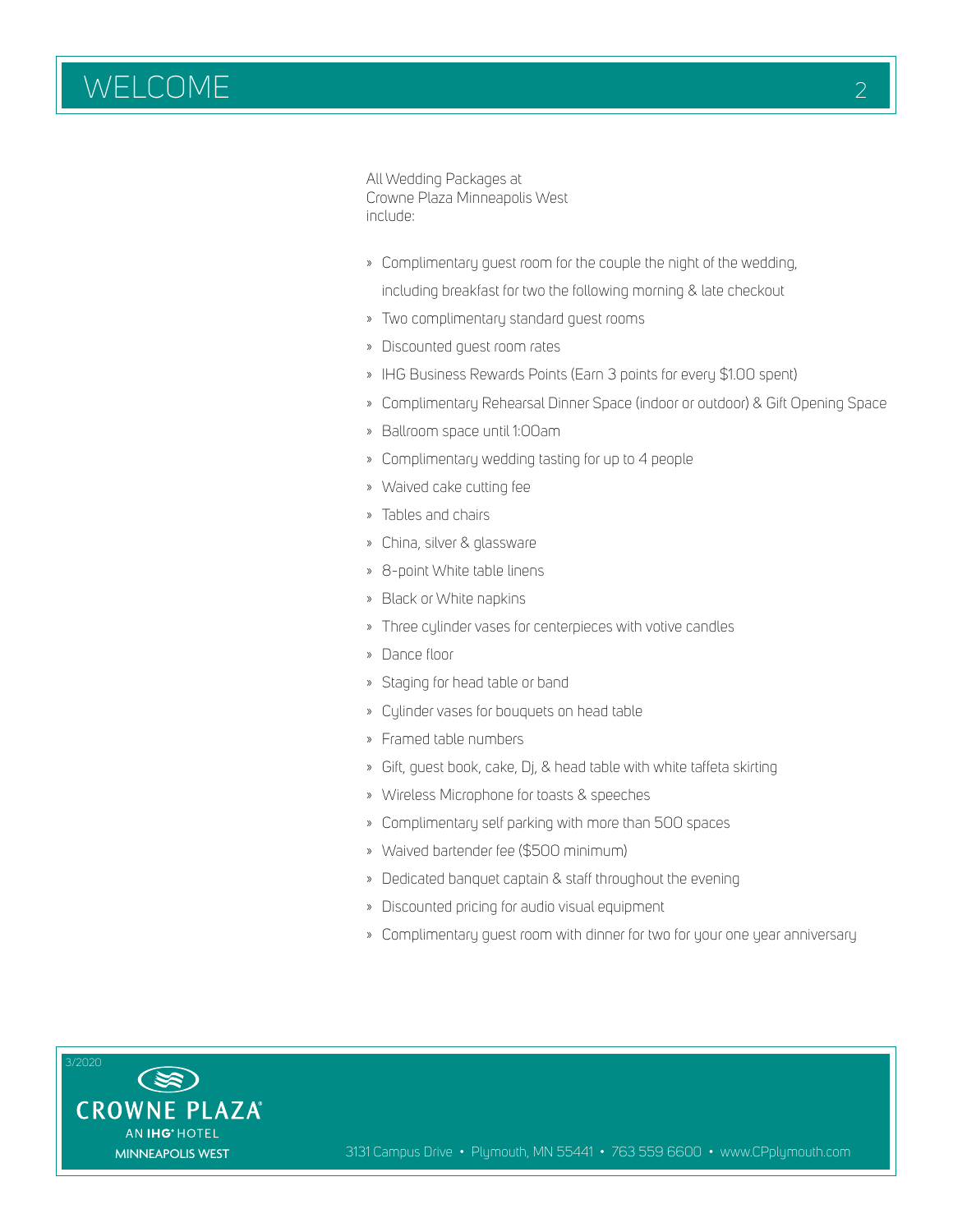# WELCOME

All Wedding Packages at Crowne Plaza Minneapolis West include:

- Complimentary guest room for the couple the night of the wedding, including breakfast for two the following morning & late checkout
- Two complimentary standard guest rooms
- Discounted guest room rates
- IHG Business Rewards Points (Earn 3 points for every $1.00 spent)
- Complimentary Rehearsal Dinner Space (indoor or outdoor) & Gift Opening Space
- Ballroom space until 1:00am
- Complimentary wedding tasting for up to 4 people
- Waived cake cutting fee
- Tables and chairs
- China, silver & glassware
- 8-point White table linens
- Black or White napkins
- Three cylinder vases for centerpieces with votive candles
- Dance floor
- Staging for head table or band
- Cylinder vases for bouquets on head table
- Framed table numbers
- Gift, guest book, cake, Dj, & head table with white taffeta skirting
- Wireless Microphone for toasts & speeches
- Complimentary self parking with more than 500 spaces
- Waived bartender fee ($500 minimum)
- Dedicated banquet captain & staff throughout the evening
- Discounted pricing for audio visual equipment
- Complimentary guest room with dinner for two for your one year anniversary

3/2020

CROWNE PLAZA
AN IHG HOTEL
MINNEAPOLIS WEST

3131 Campus Drive • Plymouth, MN 55441 • 763 559 6600 • www.CPplymouth.com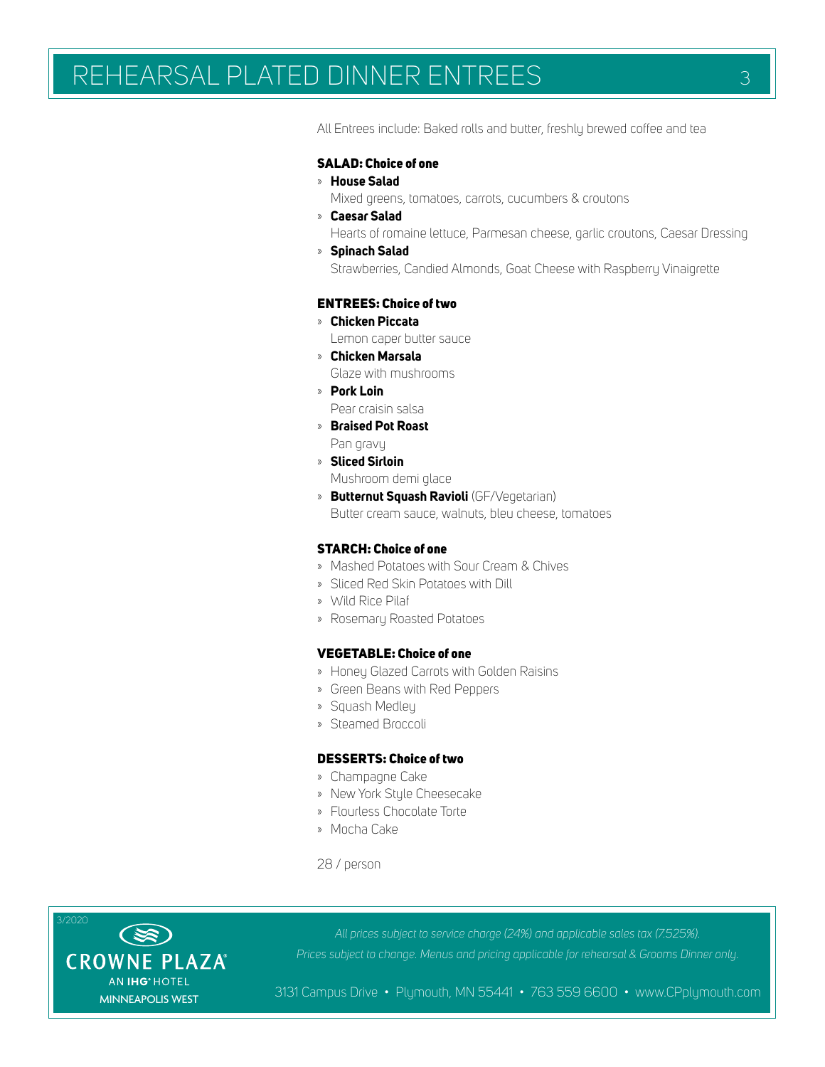# REHEARSAL PLATED DINNER ENTREES

All Entrees include: Baked rolls and butter, freshly brewed coffee and tea

### SALAD: Choice of one

- **House Salad**
  Mixed greens, tomatoes, carrots, cucumbers & croutons
- **Caesar Salad**
  Hearts of romaine lettuce, Parmesan cheese, garlic croutons, Caesar Dressing
- **Spinach Salad**
  Strawberries, Candied Almonds, Goat Cheese with Raspberry Vinaigrette

### ENTREES: Choice of two

- **Chicken Piccata**
  Lemon caper butter sauce
- **Chicken Marsala**
  Glaze with mushrooms
- **Pork Loin**
  Pear craisin salsa
- **Braised Pot Roast**
  Pan gravy
- **Sliced Sirloin**
  Mushroom demi glace
- **Butternut Squash Ravioli** (GF/Vegetarian)
  Butter cream sauce, walnuts, bleu cheese, tomatoes

### STARCH: Choice of one

- Mashed Potatoes with Sour Cream & Chives
- Sliced Red Skin Potatoes with Dill
- Wild Rice Pilaf
- Rosemary Roasted Potatoes

### VEGETABLE: Choice of one

- Honey Glazed Carrots with Golden Raisins
- Green Beans with Red Peppers
- Squash Medley
- Steamed Broccoli

### DESSERTS: Choice of two

- Champagne Cake
- New York Style Cheesecake
- Flourless Chocolate Torte
- Mocha Cake

28 / person

*All prices subject to service charge (24%) and applicable sales tax (7.525%).*
*Prices subject to change. Menus and pricing applicable for rehearsal & Grooms Dinner only.*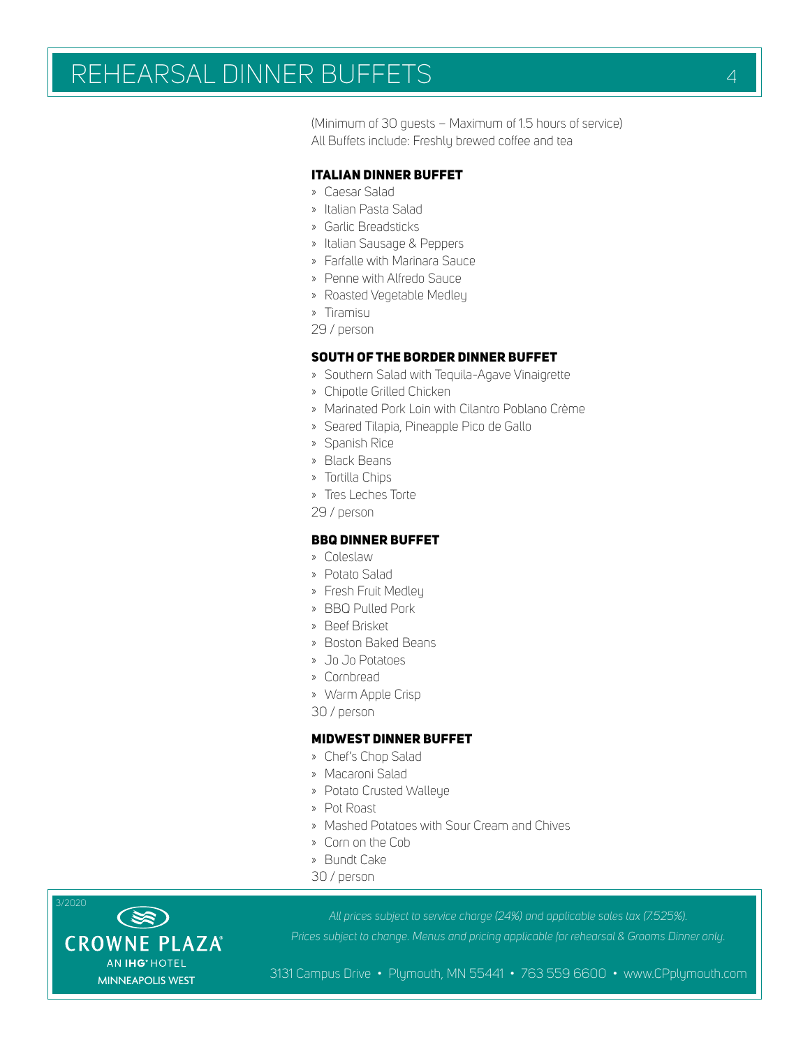# REHEARSAL DINNER BUFFETS

(Minimum of 30 guests – Maximum of 1.5 hours of service)
All Buffets include: Freshly brewed coffee and tea

## ITALIAN DINNER BUFFET

- Caesar Salad
- Italian Pasta Salad
- Garlic Breadsticks
- Italian Sausage & Peppers
- Farfalle with Marinara Sauce
- Penne with Alfredo Sauce
- Roasted Vegetable Medley
- Tiramisu

29 / person

## SOUTH OF THE BORDER DINNER BUFFET

- Southern Salad with Tequila-Agave Vinaigrette
- Chipotle Grilled Chicken
- Marinated Pork Loin with Cilantro Poblano Crème
- Seared Tilapia, Pineapple Pico de Gallo
- Spanish Rice
- Black Beans
- Tortilla Chips
- Tres Leches Torte

29 / person

## BBQ DINNER BUFFET

- Coleslaw
- Potato Salad
- Fresh Fruit Medley
- BBQ Pulled Pork
- Beef Brisket
- Boston Baked Beans
- Jo Jo Potatoes
- Cornbread
- Warm Apple Crisp

30 / person

## MIDWEST DINNER BUFFET

- Chef's Chop Salad
- Macaroni Salad
- Potato Crusted Walleye
- Pot Roast
- Mashed Potatoes with Sour Cream and Chives
- Corn on the Cob
- Bundt Cake

30 / person

3/2020

CROWNE PLAZA® AN IHG® HOTEL MINNEAPOLIS WEST

*All prices subject to service charge (24%) and applicable sales tax (7.525%).*
*Prices subject to change. Menus and pricing applicable for rehearsal & Grooms Dinner only.*

3131 Campus Drive • Plymouth, MN 55441 • 763 559 6600 • www.CPplymouth.com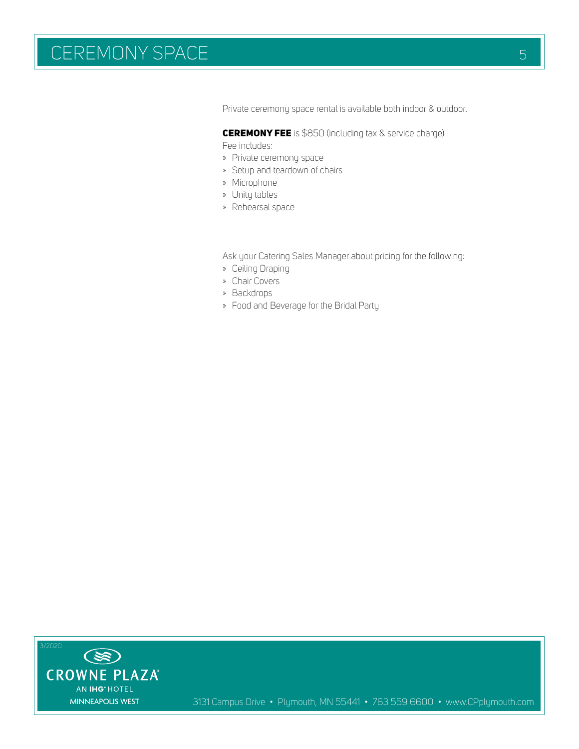# CEREMONY SPACE

Private ceremony space rental is available both indoor & outdoor.

**CEREMONY FEE** is $850 (including tax & service charge)

Fee includes:

- Private ceremony space
- Setup and teardown of chairs
- Microphone
- Unity tables
- Rehearsal space

Ask your Catering Sales Manager about pricing for the following:

- Ceiling Draping
- Chair Covers
- Backdrops
- Food and Beverage for the Bridal Party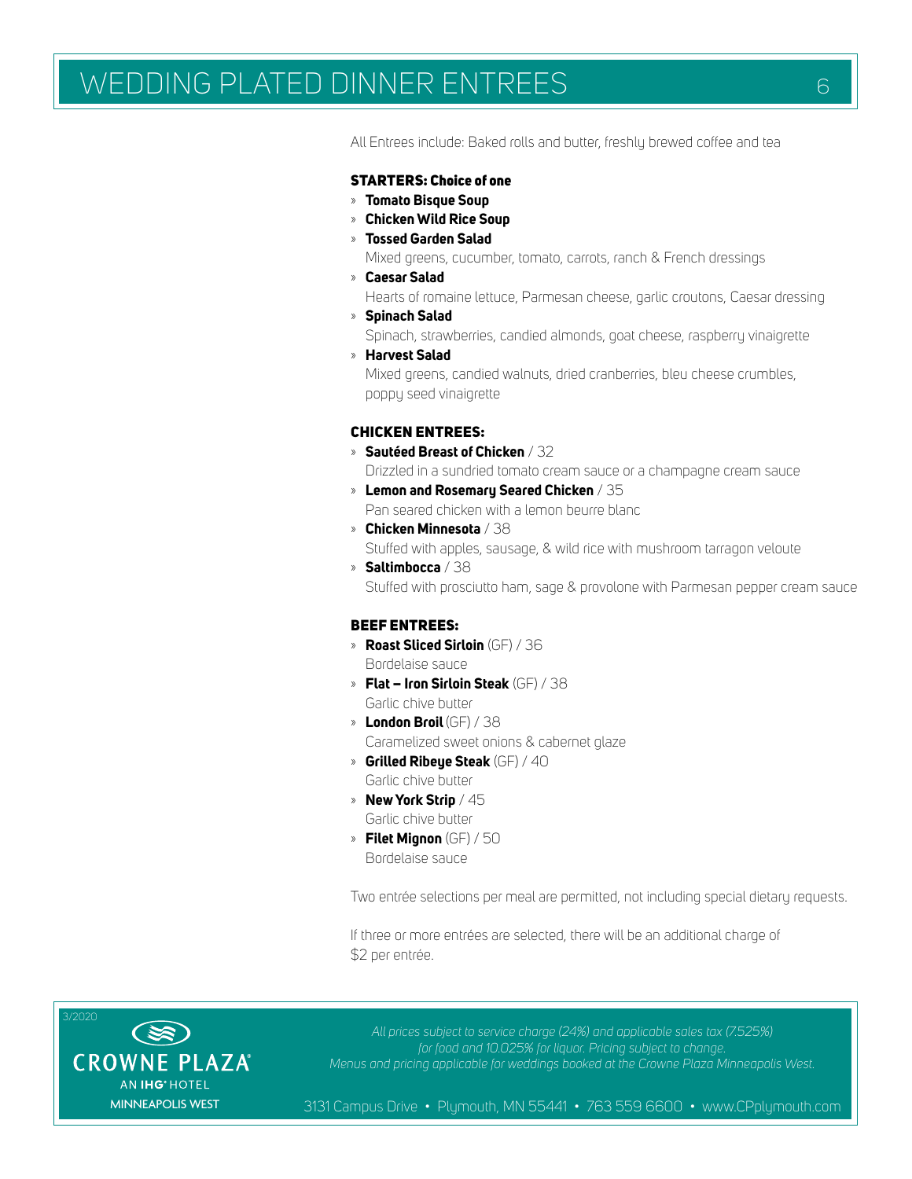# WEDDING PLATED DINNER ENTREES

All Entrees include: Baked rolls and butter, freshly brewed coffee and tea

## STARTERS: Choice of one

- **Tomato Bisque Soup**
- **Chicken Wild Rice Soup**
- **Tossed Garden Salad**
  Mixed greens, cucumber, tomato, carrots, ranch & French dressings
- **Caesar Salad**
  Hearts of romaine lettuce, Parmesan cheese, garlic croutons, Caesar dressing
- **Spinach Salad**
  Spinach, strawberries, candied almonds, goat cheese, raspberry vinaigrette
- **Harvest Salad**
  Mixed greens, candied walnuts, dried cranberries, bleu cheese crumbles, poppy seed vinaigrette

## CHICKEN ENTREES:

- **Sautéed Breast of Chicken** / 32
  Drizzled in a sundried tomato cream sauce or a champagne cream sauce
- **Lemon and Rosemary Seared Chicken** / 35
  Pan seared chicken with a lemon beurre blanc
- **Chicken Minnesota** / 38
  Stuffed with apples, sausage, & wild rice with mushroom tarragon veloute
- **Saltimbocca** / 38
  Stuffed with prosciutto ham, sage & provolone with Parmesan pepper cream sauce

## BEEF ENTREES:

- **Roast Sliced Sirloin** (GF) / 36
  Bordelaise sauce
- **Flat – Iron Sirloin Steak** (GF) / 38
  Garlic chive butter
- **London Broil** (GF) / 38
  Caramelized sweet onions & cabernet glaze
- **Grilled Ribeye Steak** (GF) / 40
  Garlic chive butter
- **New York Strip** / 45
  Garlic chive butter
- **Filet Mignon** (GF) / 50
  Bordelaise sauce

Two entrée selections per meal are permitted, not including special dietary requests.

If three or more entrées are selected, there will be an additional charge of $2 per entrée.

*All prices subject to service charge (24%) and applicable sales tax (7.525%) for food and 10.025% for liquor. Pricing subject to change. Menus and pricing applicable for weddings booked at the Crowne Plaza Minneapolis West.*

3/2020

CROWNE PLAZA AN IHG HOTEL MINNEAPOLIS WEST

3131 Campus Drive • Plymouth, MN 55441 • 763 559 6600 • www.CPplymouth.com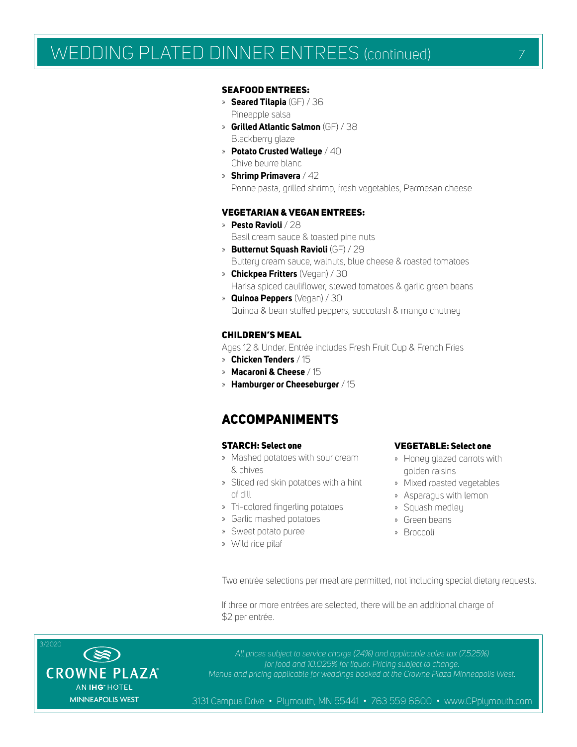# WEDDING PLATED DINNER ENTREES (continued)

### SEAFOOD ENTREES:

- **Seared Tilapia** (GF) / 36
  Pineapple salsa
- **Grilled Atlantic Salmon** (GF) / 38
  Blackberry glaze
- **Potato Crusted Walleye** / 40
  Chive beurre blanc
- **Shrimp Primavera** / 42
  Penne pasta, grilled shrimp, fresh vegetables, Parmesan cheese

### VEGETARIAN & VEGAN ENTREES:

- **Pesto Ravioli** / 28
  Basil cream sauce & toasted pine nuts
- **Butternut Squash Ravioli** (GF) / 29
  Buttery cream sauce, walnuts, blue cheese & roasted tomatoes
- **Chickpea Fritters** (Vegan) / 30
  Harisa spiced cauliflower, stewed tomatoes & garlic green beans
- **Quinoa Peppers** (Vegan) / 30
  Quinoa & bean stuffed peppers, succotash & mango chutney

### CHILDREN'S MEAL

Ages 12 & Under. Entrée includes Fresh Fruit Cup & French Fries

- **Chicken Tenders** / 15
- **Macaroni & Cheese** / 15
- **Hamburger or Cheeseburger** / 15

## ACCOMPANIMENTS

### STARCH: Select one

- Mashed potatoes with sour cream & chives
- Sliced red skin potatoes with a hint of dill
- Tri-colored fingerling potatoes
- Garlic mashed potatoes
- Sweet potato puree
- Wild rice pilaf

### VEGETABLE: Select one

- Honey glazed carrots with golden raisins
- Mixed roasted vegetables
- Asparagus with lemon
- Squash medley
- Green beans
- Broccoli

Two entrée selections per meal are permitted, not including special dietary requests.

If three or more entrées are selected, there will be an additional charge of $2 per entrée.

*All prices subject to service charge (24%) and applicable sales tax (7.525%) for food and 10.025% for liquor. Pricing subject to change. Menus and pricing applicable for weddings booked at the Crowne Plaza Minneapolis West.*

3/2020

CROWNE PLAZA® AN IHG® HOTEL MINNEAPOLIS WEST

3131 Campus Drive • Plymouth, MN 55441 • 763 559 6600 • www.CPplymouth.com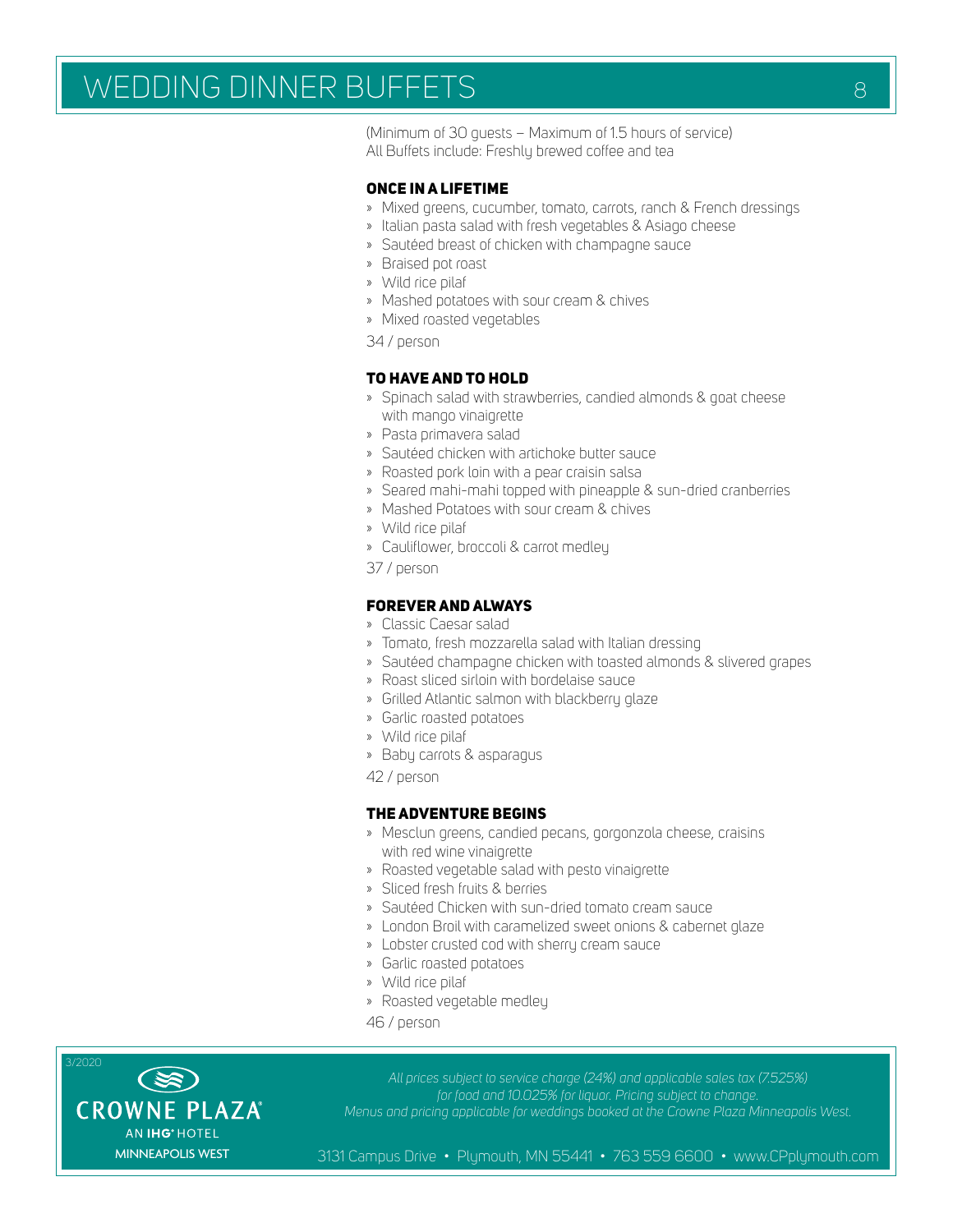# WEDDING DINNER BUFFETS

(Minimum of 30 guests – Maximum of 1.5 hours of service)
All Buffets include: Freshly brewed coffee and tea

## ONCE IN A LIFETIME

- Mixed greens, cucumber, tomato, carrots, ranch & French dressings
- Italian pasta salad with fresh vegetables & Asiago cheese
- Sautéed breast of chicken with champagne sauce
- Braised pot roast
- Wild rice pilaf
- Mashed potatoes with sour cream & chives
- Mixed roasted vegetables

34 / person

## TO HAVE AND TO HOLD

- Spinach salad with strawberries, candied almonds & goat cheese with mango vinaigrette
- Pasta primavera salad
- Sautéed chicken with artichoke butter sauce
- Roasted pork loin with a pear craisin salsa
- Seared mahi-mahi topped with pineapple & sun-dried cranberries
- Mashed Potatoes with sour cream & chives
- Wild rice pilaf
- Cauliflower, broccoli & carrot medley

37 / person

## FOREVER AND ALWAYS

- Classic Caesar salad
- Tomato, fresh mozzarella salad with Italian dressing
- Sautéed champagne chicken with toasted almonds & slivered grapes
- Roast sliced sirloin with bordelaise sauce
- Grilled Atlantic salmon with blackberry glaze
- Garlic roasted potatoes
- Wild rice pilaf
- Baby carrots & asparagus

42 / person

## THE ADVENTURE BEGINS

- Mesclun greens, candied pecans, gorgonzola cheese, craisins with red wine vinaigrette
- Roasted vegetable salad with pesto vinaigrette
- Sliced fresh fruits & berries
- Sautéed Chicken with sun-dried tomato cream sauce
- London Broil with caramelized sweet onions & cabernet glaze
- Lobster crusted cod with sherry cream sauce
- Garlic roasted potatoes
- Wild rice pilaf
- Roasted vegetable medley

46 / person

3/2020

CROWNE PLAZA® AN IHG® HOTEL MINNEAPOLIS WEST

*All prices subject to service charge (24%) and applicable sales tax (7.525%) for food and 10.025% for liquor. Pricing subject to change. Menus and pricing applicable for weddings booked at the Crowne Plaza Minneapolis West.*

3131 Campus Drive • Plymouth, MN 55441 • 763 559 6600 • www.CPplymouth.com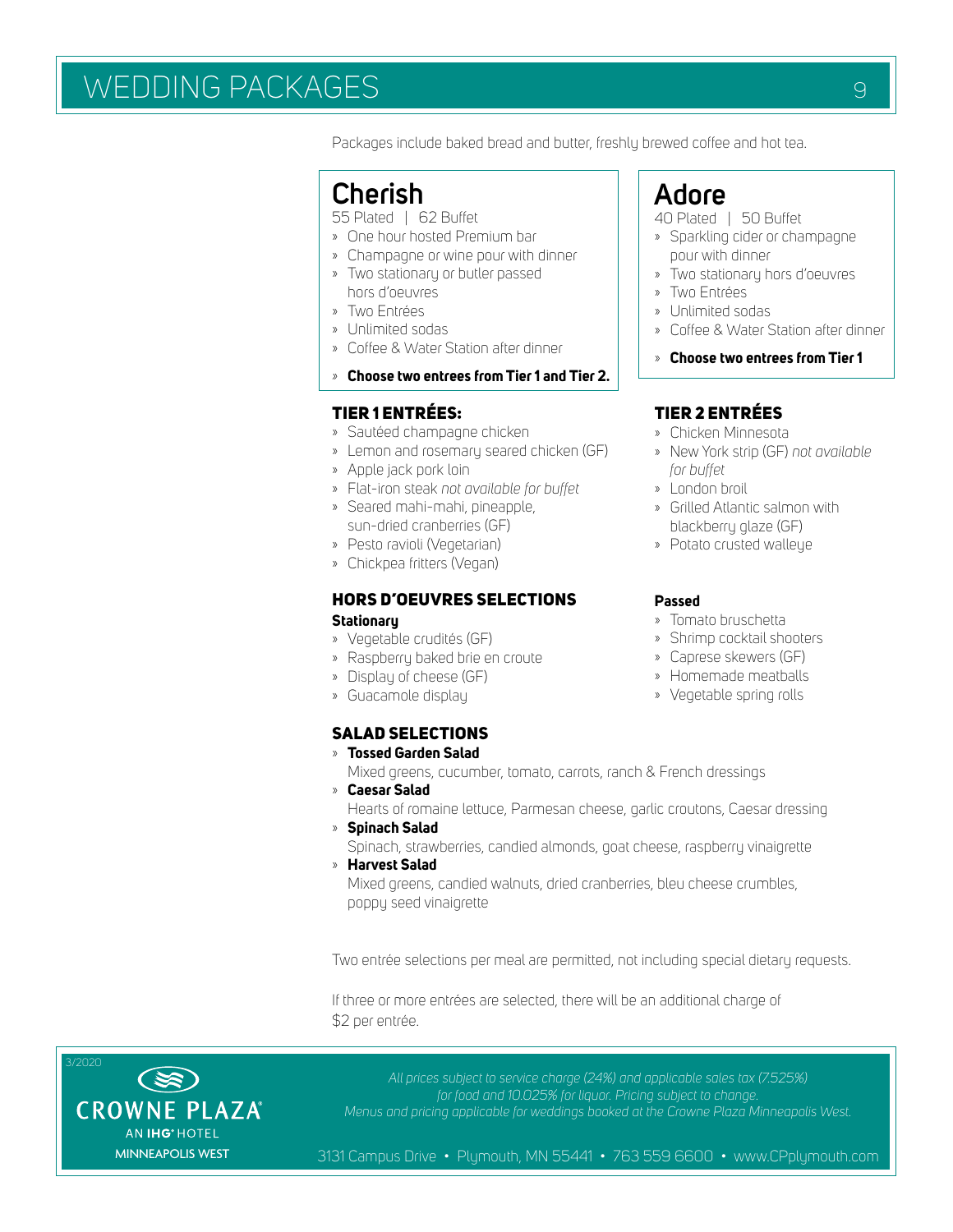# WEDDING PACKAGES

Packages include baked bread and butter, freshly brewed coffee and hot tea.

## Cherish

55 Plated | 62 Buffet

- One hour hosted Premium bar
- Champagne or wine pour with dinner
- Two stationary or butler passed hors d'oeuvres
- Two Entrées
- Unlimited sodas
- Coffee & Water Station after dinner
- **Choose two entrees from Tier 1 and Tier 2.**

## Adore

40 Plated | 50 Buffet

- Sparkling cider or champagne pour with dinner
- Two stationary hors d'oeuvres
- Two Entrées
- Unlimited sodas
- Coffee & Water Station after dinner
- **Choose two entrees from Tier 1**

### TIER 1 ENTRÉES:

- Sautéed champagne chicken
- Lemon and rosemary seared chicken (GF)
- Apple jack pork loin
- Flat-iron steak *not available for buffet*
- Seared mahi-mahi, pineapple, sun-dried cranberries (GF)
- Pesto ravioli (Vegetarian)
- Chickpea fritters (Vegan)

### TIER 2 ENTRÉES

- Chicken Minnesota
- New York strip (GF) *not available for buffet*
- London broil
- Grilled Atlantic salmon with blackberry glaze (GF)
- Potato crusted walleye

### HORS D'OEUVRES SELECTIONS

**Stationary**

- Vegetable crudités (GF)
- Raspberry baked brie en croute
- Display of cheese (GF)
- Guacamole display

**Passed**

- Tomato bruschetta
- Shrimp cocktail shooters
- Caprese skewers (GF)
- Homemade meatballs
- Vegetable spring rolls

### SALAD SELECTIONS

- **Tossed Garden Salad**
  Mixed greens, cucumber, tomato, carrots, ranch & French dressings
- **Caesar Salad**
  Hearts of romaine lettuce, Parmesan cheese, garlic croutons, Caesar dressing
- **Spinach Salad**
  Spinach, strawberries, candied almonds, goat cheese, raspberry vinaigrette
- **Harvest Salad**
  Mixed greens, candied walnuts, dried cranberries, bleu cheese crumbles, poppy seed vinaigrette

Two entrée selections per meal are permitted, not including special dietary requests.

If three or more entrées are selected, there will be an additional charge of $2 per entrée.

3/2020

CROWNE PLAZA
AN IHG® HOTEL
MINNEAPOLIS WEST

*All prices subject to service charge (24%) and applicable sales tax (7.525%) for food and 10.025% for liquor. Pricing subject to change. Menus and pricing applicable for weddings booked at the Crowne Plaza Minneapolis West.*

3131 Campus Drive • Plymouth, MN 55441 • 763 559 6600 • www.CPplymouth.com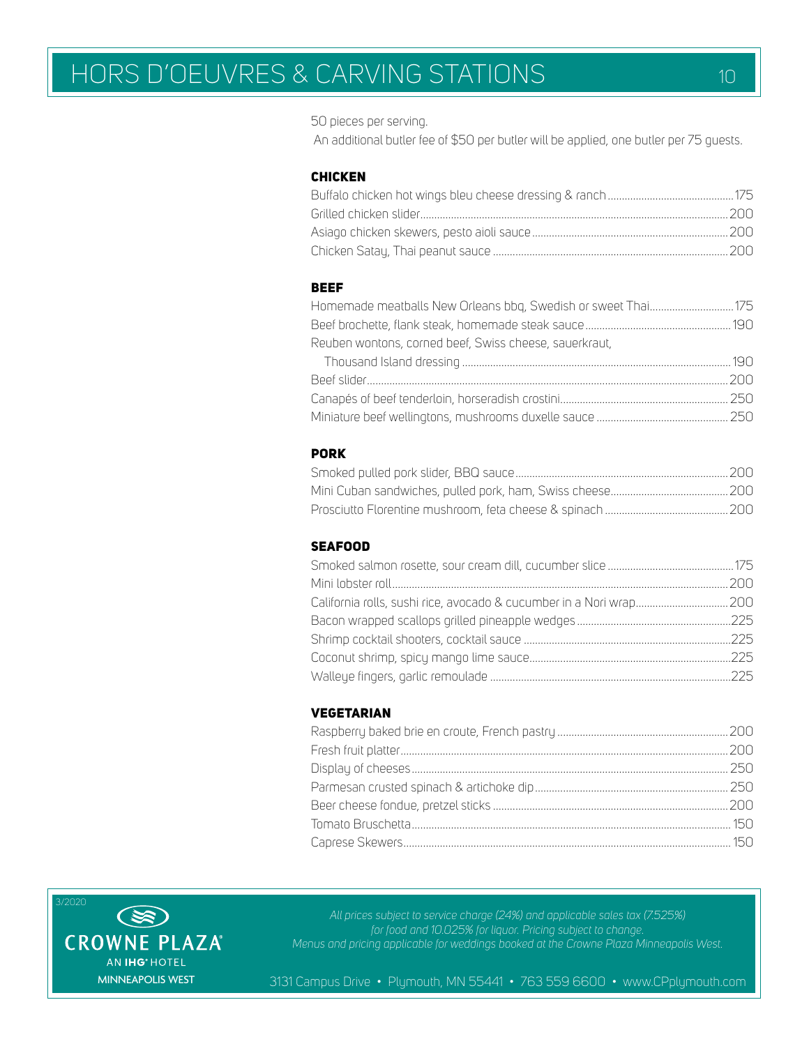# HORS D'OEUVRES & CARVING STATIONS

50 pieces per serving.

An additional butler fee of $50 per butler will be applied, one butler per 75 guests.

### CHICKEN

| Item | Price |
|---|---|
| Buffalo chicken hot wings bleu cheese dressing & ranch | 175 |
| Grilled chicken slider | 200 |
| Asiago chicken skewers, pesto aioli sauce | 200 |
| Chicken Satay, Thai peanut sauce | 200 |

### BEEF

| Item | Price |
|---|---|
| Homemade meatballs New Orleans bbq, Swedish or sweet Thai | 175 |
| Beef brochette, flank steak, homemade steak sauce | 190 |
| Reuben wontons, corned beef, Swiss cheese, sauerkraut, Thousand Island dressing | 190 |
| Beef slider | 200 |
| Canapés of beef tenderloin, horseradish crostini | 250 |
| Miniature beef wellingtons, mushrooms duxelle sauce | 250 |

### PORK

| Item | Price |
|---|---|
| Smoked pulled pork slider, BBQ sauce | 200 |
| Mini Cuban sandwiches, pulled pork, ham, Swiss cheese | 200 |
| Prosciutto Florentine mushroom, feta cheese & spinach | 200 |

### SEAFOOD

| Item | Price |
|---|---|
| Smoked salmon rosette, sour cream dill, cucumber slice | 175 |
| Mini lobster roll | 200 |
| California rolls, sushi rice, avocado & cucumber in a Nori wrap | 200 |
| Bacon wrapped scallops grilled pineapple wedges | 225 |
| Shrimp cocktail shooters, cocktail sauce | 225 |
| Coconut shrimp, spicy mango lime sauce | 225 |
| Walleye fingers, garlic remoulade | 225 |

### VEGETARIAN

| Item | Price |
|---|---|
| Raspberry baked brie en croute, French pastry | 200 |
| Fresh fruit platter | 200 |
| Display of cheeses | 250 |
| Parmesan crusted spinach & artichoke dip | 250 |
| Beer cheese fondue, pretzel sticks | 200 |
| Tomato Bruschetta | 150 |
| Caprese Skewers | 150 |

3/2020

CROWNE PLAZA® AN IHG® HOTEL MINNEAPOLIS WEST

*All prices subject to service charge (24%) and applicable sales tax (7.525%) for food and 10.025% for liquor. Pricing subject to change. Menus and pricing applicable for weddings booked at the Crowne Plaza Minneapolis West.*

3131 Campus Drive • Plymouth, MN 55441 • 763 559 6600 • www.CPplymouth.com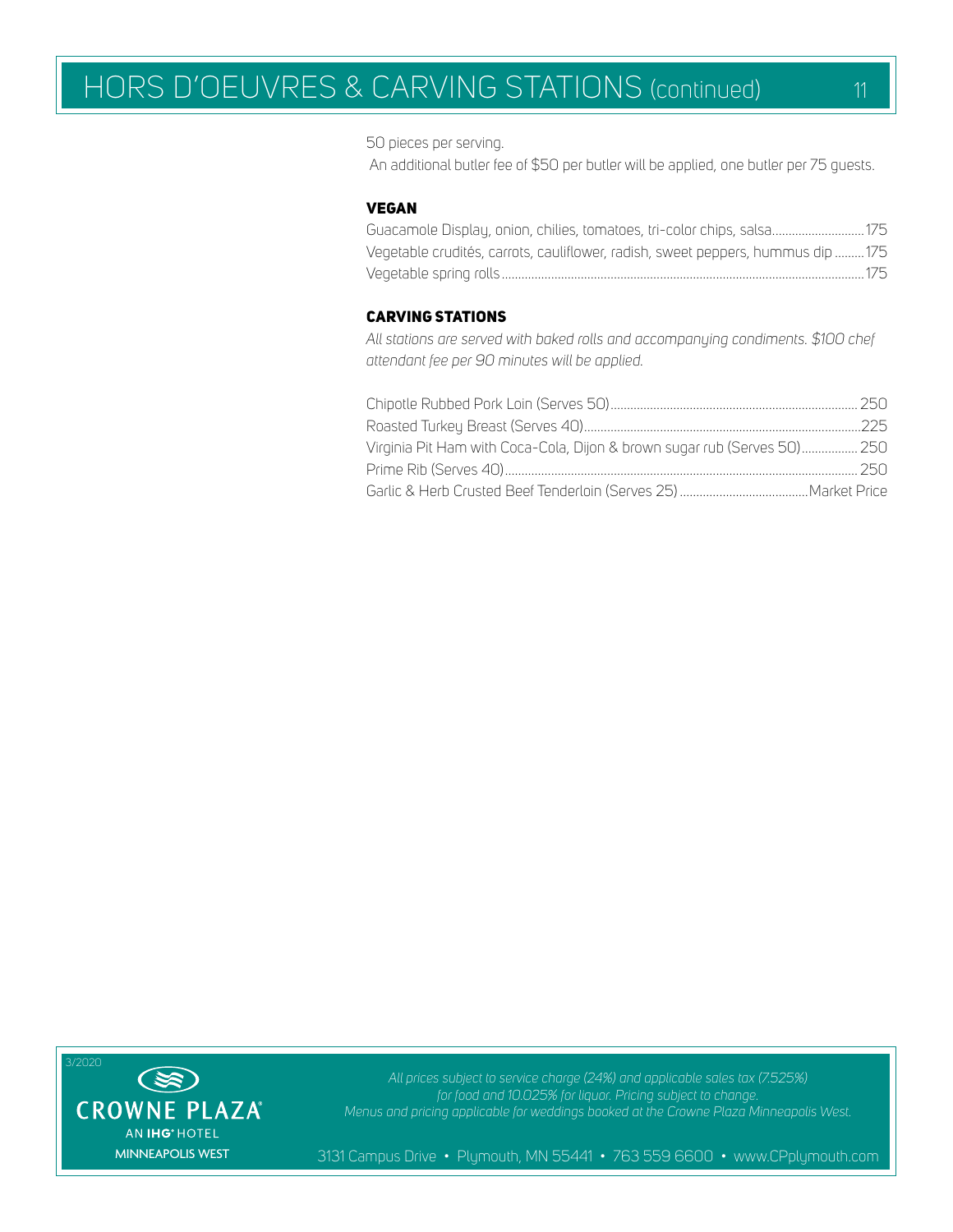# HORS D'OEUVRES & CARVING STATIONS (continued)

50 pieces per serving.

An additional butler fee of $50 per butler will be applied, one butler per 75 guests.

## VEGAN

Guacamole Display, onion, chilies, tomatoes, tri-color chips, salsa.............................175
Vegetable crudités, carrots, cauliflower, radish, sweet peppers, hummus dip .........175
Vegetable spring rolls.............................................................................................................175

## CARVING STATIONS

*All stations are served with baked rolls and accompanying condiments. $100 chef attendant fee per 90 minutes will be applied.*

Chipotle Rubbed Pork Loin (Serves 50)........................................................................... 250
Roasted Turkey Breast (Serves 40)...................................................................................225
Virginia Pit Ham with Coca-Cola, Dijon & brown sugar rub (Serves 50)................. 250
Prime Rib (Serves 40)........................................................................................................... 250
Garlic & Herb Crusted Beef Tenderloin (Serves 25) .......................................Market Price

3/2020

CROWNE PLAZA
AN IHG HOTEL
MINNEAPOLIS WEST

*All prices subject to service charge (24%) and applicable sales tax (7.525%) for food and 10.025% for liquor. Pricing subject to change. Menus and pricing applicable for weddings booked at the Crowne Plaza Minneapolis West.*

3131 Campus Drive • Plymouth, MN 55441 • 763 559 6600 • www.CPplymouth.com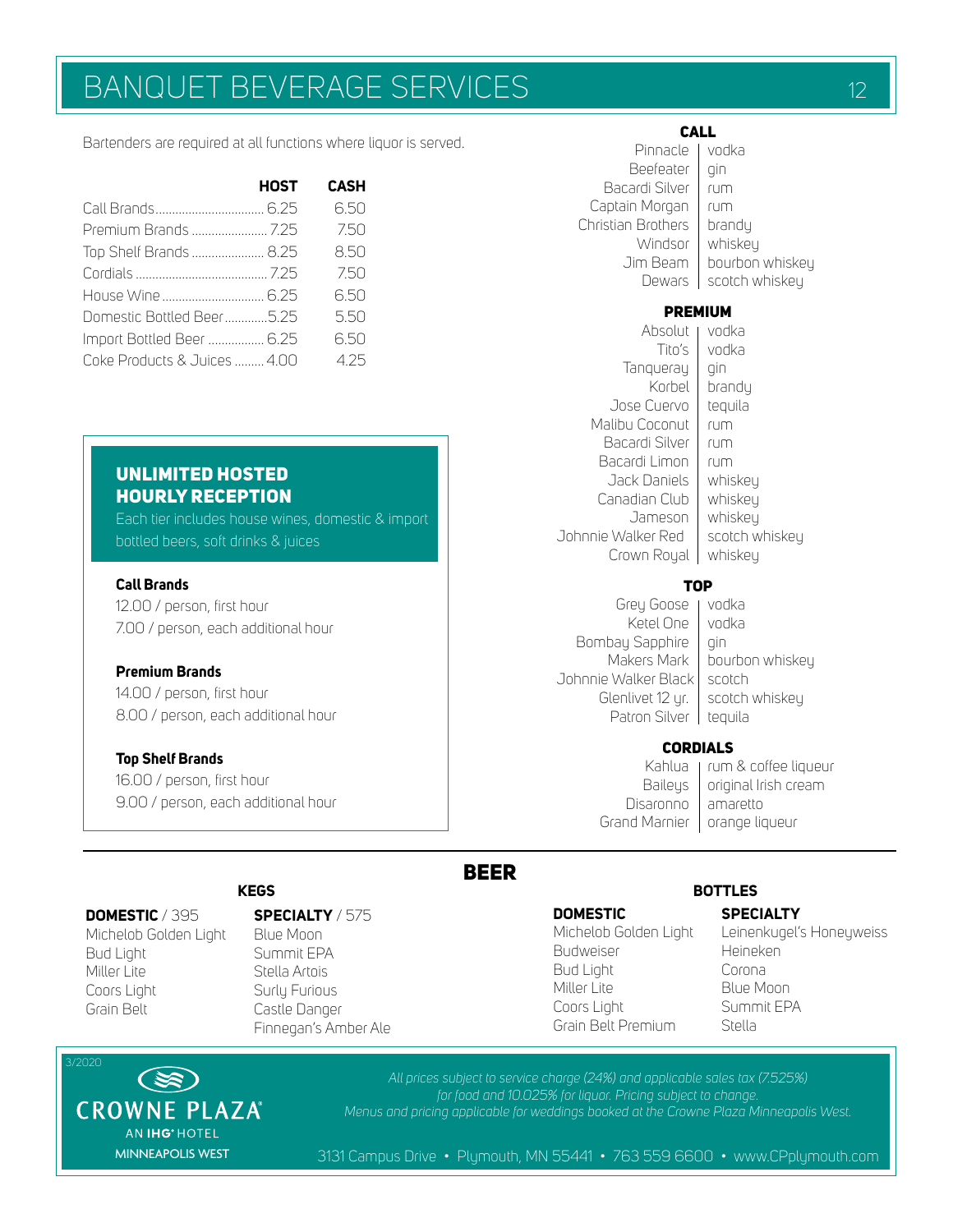# BANQUET BEVERAGE SERVICES

Bartenders are required at all functions where liquor is served.

| | HOST | CASH |
|---|---|---|
| Call Brands | 6.25 | 6.50 |
| Premium Brands | 7.25 | 7.50 |
| Top Shelf Brands | 8.25 | 8.50 |
| Cordials | 7.25 | 7.50 |
| House Wine | 6.25 | 6.50 |
| Domestic Bottled Beer | 5.25 | 5.50 |
| Import Bottled Beer | 6.25 | 6.50 |
| Coke Products & Juices | 4.00 | 4.25 |

## UNLIMITED HOSTED HOURLY RECEPTION

Each tier includes house wines, domestic & import bottled beers, soft drinks & juices

**Call Brands**
12.00 / person, first hour
7.00 / person, each additional hour

**Premium Brands**
14.00 / person, first hour
8.00 / person, each additional hour

**Top Shelf Brands**
16.00 / person, first hour
9.00 / person, each additional hour

### CALL

| | |
|---|---|
| Pinnacle | vodka |
| Beefeater | gin |
| Bacardi Silver | rum |
| Captain Morgan | rum |
| Christian Brothers | brandy |
| Windsor | whiskey |
| Jim Beam | bourbon whiskey |
| Dewars | scotch whiskey |

### PREMIUM

| | |
|---|---|
| Absolut | vodka |
| Tito's | vodka |
| Tanqueray | gin |
| Korbel | brandy |
| Jose Cuervo | tequila |
| Malibu Coconut | rum |
| Bacardi Silver | rum |
| Bacardi Limon | rum |
| Jack Daniels | whiskey |
| Canadian Club | whiskey |
| Jameson | whiskey |
| Johnnie Walker Red | scotch whiskey |
| Crown Royal | whiskey |

### TOP

| | |
|---|---|
| Grey Goose | vodka |
| Ketel One | vodka |
| Bombay Sapphire | gin |
| Makers Mark | bourbon whiskey |
| Johnnie Walker Black | scotch |
| Glenlivet 12 yr. | scotch whiskey |
| Patron Silver | tequila |

### CORDIALS

| | |
|---|---|
| Kahlua | rum & coffee liqueur |
| Baileys | original Irish cream |
| Disaronno | amaretto |
| Grand Marnier | orange liqueur |

## BEER

### KEGS

**DOMESTIC** / 395
- Michelob Golden Light
- Bud Light
- Miller Lite
- Coors Light
- Grain Belt

**SPECIALTY** / 575
- Blue Moon
- Summit EPA
- Stella Artois
- Surly Furious
- Castle Danger
- Finnegan's Amber Ale

### BOTTLES

**DOMESTIC**
- Michelob Golden Light
- Budweiser
- Bud Light
- Miller Lite
- Coors Light
- Grain Belt Premium

**SPECIALTY**
- Leinenkugel's Honeyweiss
- Heineken
- Corona
- Blue Moon
- Summit EPA
- Stella

3/2020

CROWNE PLAZA
AN IHG HOTEL
MINNEAPOLIS WEST

*All prices subject to service charge (24%) and applicable sales tax (7.525%) for food and 10.025% for liquor. Pricing subject to change.*
*Menus and pricing applicable for weddings booked at the Crowne Plaza Minneapolis West.*

3131 Campus Drive • Plymouth, MN 55441 • 763 559 6600 • www.CPplymouth.com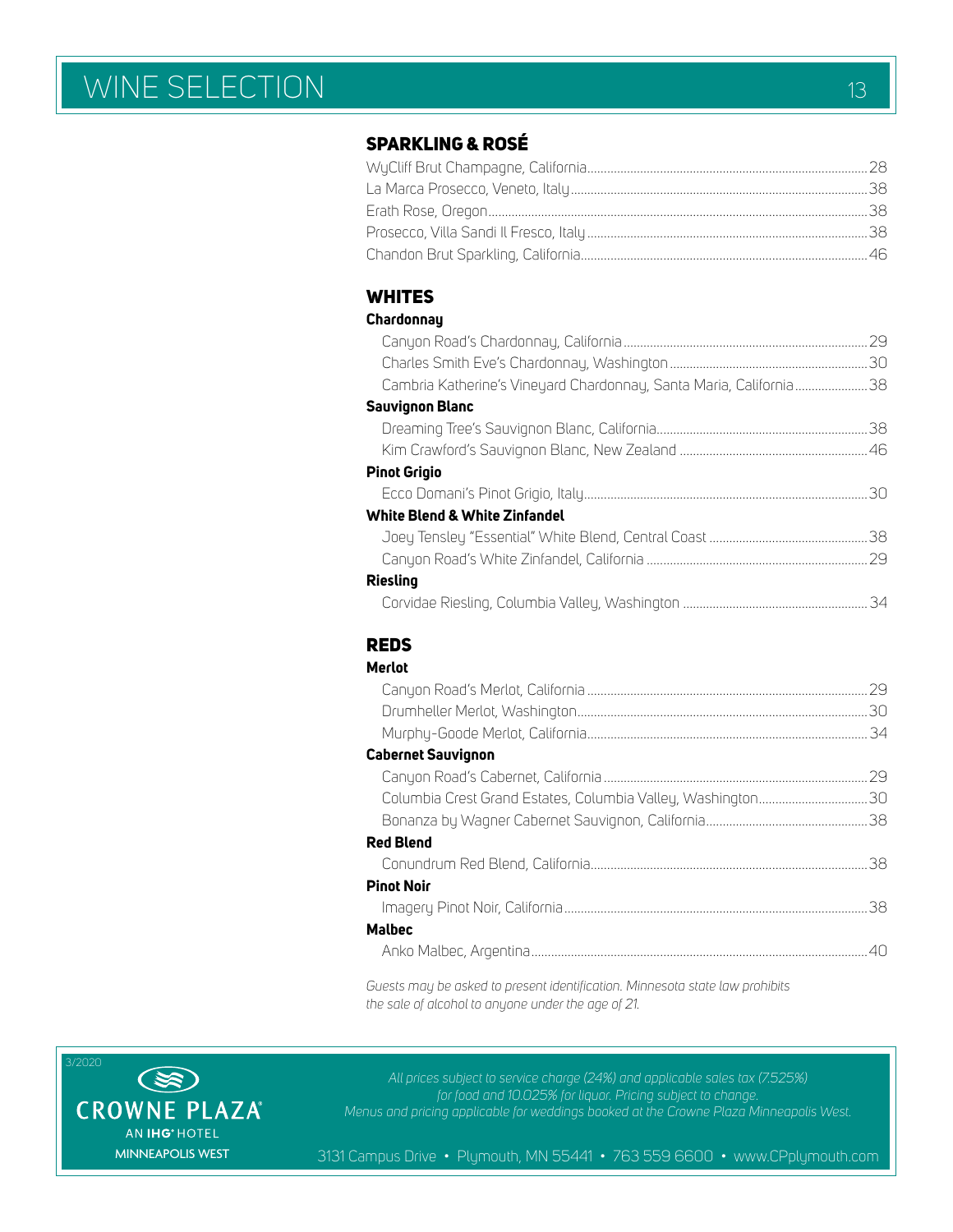# WINE SELECTION

## SPARKLING & ROSÉ

WyCliff Brut Champagne, California....28
La Marca Prosecco, Veneto, Italy....38
Erath Rose, Oregon....38
Prosecco, Villa Sandi Il Fresco, Italy....38
Chandon Brut Sparkling, California....46

## WHITES

**Chardonnay**

Canyon Road's Chardonnay, California....29
Charles Smith Eve's Chardonnay, Washington....30
Cambria Katherine's Vineyard Chardonnay, Santa Maria, California....38

**Sauvignon Blanc**

Dreaming Tree's Sauvignon Blanc, California....38
Kim Crawford's Sauvignon Blanc, New Zealand....46

**Pinot Grigio**

Ecco Domani's Pinot Grigio, Italy....30

**White Blend & White Zinfandel**

Joey Tensley "Essential" White Blend, Central Coast....38
Canyon Road's White Zinfandel, California....29

**Riesling**

Corvidae Riesling, Columbia Valley, Washington....34

## REDS

**Merlot**

Canyon Road's Merlot, California....29
Drumheller Merlot, Washington....30
Murphy-Goode Merlot, California....34

**Cabernet Sauvignon**

Canyon Road's Cabernet, California....29
Columbia Crest Grand Estates, Columbia Valley, Washington....30
Bonanza by Wagner Cabernet Sauvignon, California....38

**Red Blend**

Conundrum Red Blend, California....38

**Pinot Noir**

Imagery Pinot Noir, California....38

**Malbec**

Anko Malbec, Argentina....40

*Guests may be asked to present identification. Minnesota state law prohibits the sale of alcohol to anyone under the age of 21.*

3/2020

CROWNE PLAZA
AN IHG HOTEL
MINNEAPOLIS WEST

*All prices subject to service charge (24%) and applicable sales tax (7.525%) for food and 10.025% for liquor. Pricing subject to change. Menus and pricing applicable for weddings booked at the Crowne Plaza Minneapolis West.*

3131 Campus Drive • Plymouth, MN 55441 • 763 559 6600 • www.CPplymouth.com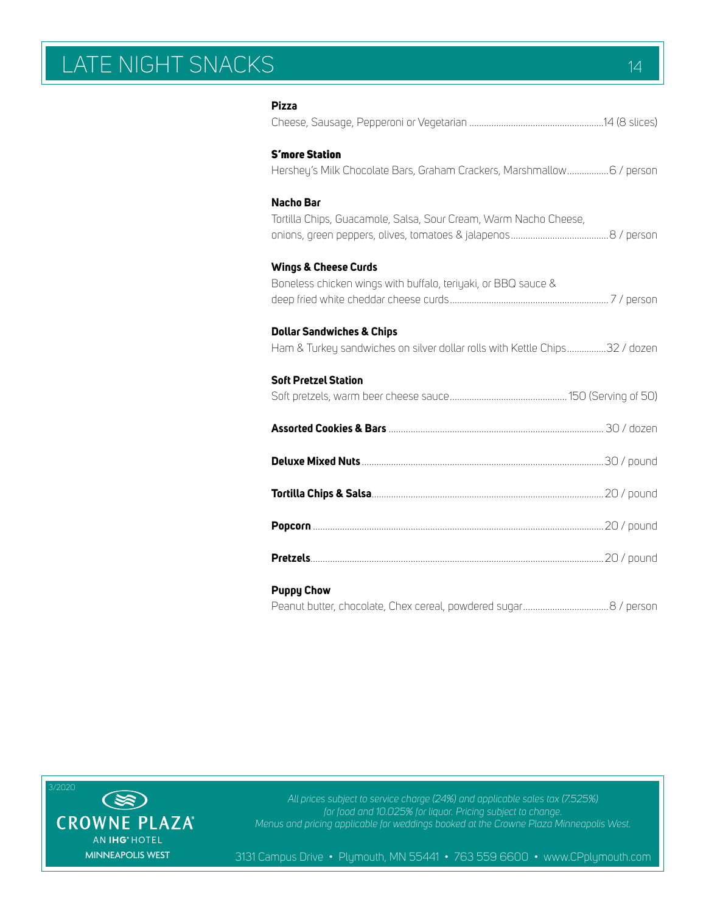# LATE NIGHT SNACKS

**Pizza**
Cheese, Sausage, Pepperoni or Vegetarian ........................................................14 (8 slices)

**S'more Station**
Hershey's Milk Chocolate Bars, Graham Crackers, Marshmallow.................6 / person

**Nacho Bar**
Tortilla Chips, Guacamole, Salsa, Sour Cream, Warm Nacho Cheese,
onions, green peppers, olives, tomatoes & jalapenos........................................8 / person

**Wings & Cheese Curds**
Boneless chicken wings with buffalo, teriyaki, or BBQ sauce &
deep fried white cheddar cheese curds................................................................ 7 / person

**Dollar Sandwiches & Chips**
Ham & Turkey sandwiches on silver dollar rolls with Kettle Chips................32 / dozen

**Soft Pretzel Station**
Soft pretzels, warm beer cheese sauce................................................ 150 (Serving of 50)

**Assorted Cookies & Bars** ....................................................................................... 30 / dozen

**Deluxe Mixed Nuts**..................................................................................................30 / pound

**Tortilla Chips & Salsa**..............................................................................................20 / pound

**Popcorn** ......................................................................................................................20 / pound

**Pretzels**.......................................................................................................................20 / pound

**Puppy Chow**
Peanut butter, chocolate, Chex cereal, powdered sugar...................................8 / person

3/2020

CROWNE PLAZA
AN IHG HOTEL
MINNEAPOLIS WEST

*All prices subject to service charge (24%) and applicable sales tax (7.525%) for food and 10.025% for liquor. Pricing subject to change. Menus and pricing applicable for weddings booked at the Crowne Plaza Minneapolis West.*

3131 Campus Drive • Plymouth, MN 55441 • 763 559 6600 • www.CPplymouth.com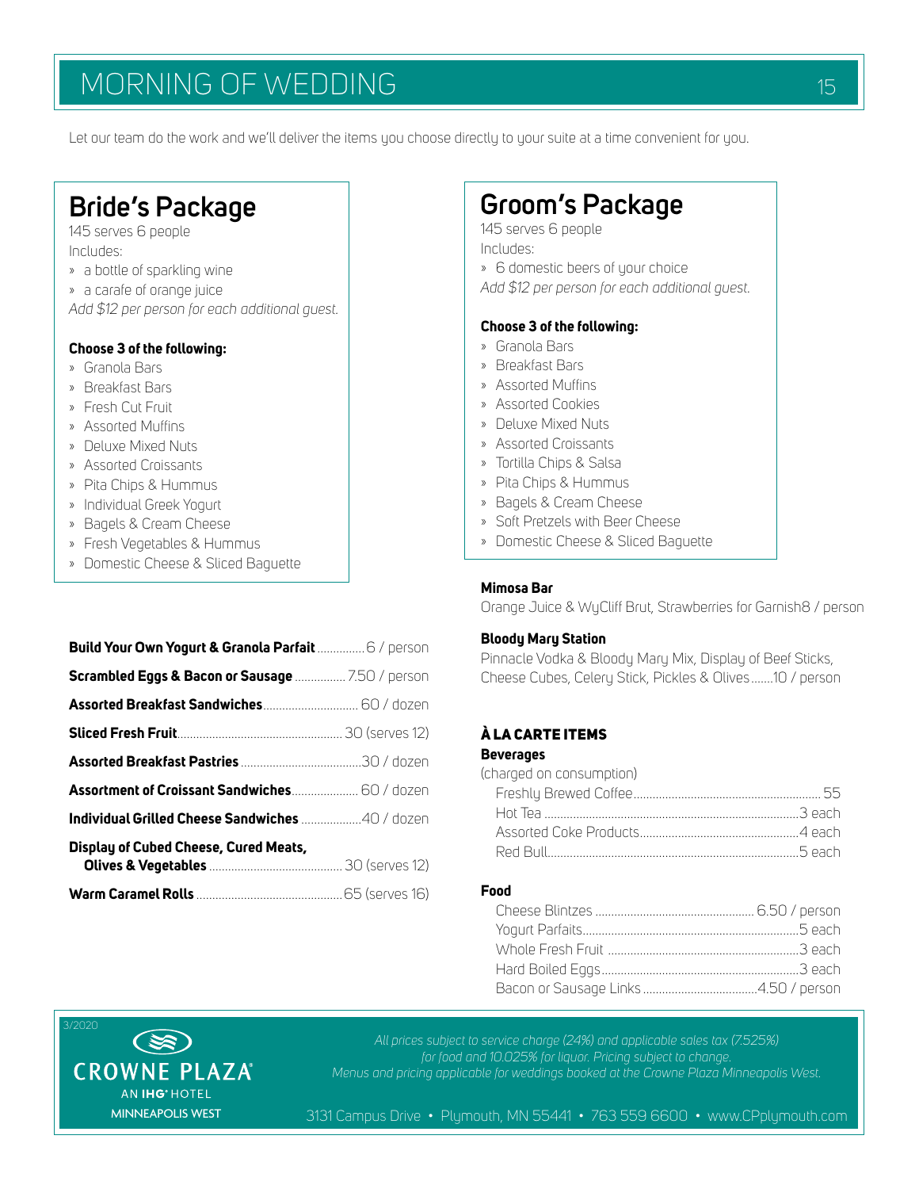# MORNING OF WEDDING

Let our team do the work and we'll deliver the items you choose directly to your suite at a time convenient for you.

## Bride's Package

145 serves 6 people

Includes:

- a bottle of sparkling wine
- a carafe of orange juice

*Add $12 per person for each additional guest.*

**Choose 3 of the following:**

- Granola Bars
- Breakfast Bars
- Fresh Cut Fruit
- Assorted Muffins
- Deluxe Mixed Nuts
- Assorted Croissants
- Pita Chips & Hummus
- Individual Greek Yogurt
- Bagels & Cream Cheese
- Fresh Vegetables & Hummus
- Domestic Cheese & Sliced Baguette

**Build Your Own Yogurt & Granola Parfait** ............... 6 / person

**Scrambled Eggs & Bacon or Sausage** ................ 7.50 / person

**Assorted Breakfast Sandwiches** .............................. 60 / dozen

**Sliced Fresh Fruit** .................................................... 30 (serves 12)

**Assorted Breakfast Pastries** ..................................... 30 / dozen

**Assortment of Croissant Sandwiches** ..................... 60 / dozen

**Individual Grilled Cheese Sandwiches** ................... 40 / dozen

**Display of Cubed Cheese, Cured Meats, Olives & Vegetables** .......................................... 30 (serves 12)

**Warm Caramel Rolls** ............................................. 65 (serves 16)

## Groom's Package

145 serves 6 people

Includes:

- 6 domestic beers of your choice

*Add $12 per person for each additional guest.*

**Choose 3 of the following:**

- Granola Bars
- Breakfast Bars
- Assorted Muffins
- Assorted Cookies
- Deluxe Mixed Nuts
- Assorted Croissants
- Tortilla Chips & Salsa
- Pita Chips & Hummus
- Bagels & Cream Cheese
- Soft Pretzels with Beer Cheese
- Domestic Cheese & Sliced Baguette

**Mimosa Bar**

Orange Juice & WyCliff Brut, Strawberries for Garnish8 / person

**Bloody Mary Station**

Pinnacle Vodka & Bloody Mary Mix, Display of Beef Sticks, Cheese Cubes, Celery Stick, Pickles & Olives.......10 / person

### À LA CARTE ITEMS

**Beverages**

(charged on consumption)

- Freshly Brewed Coffee........................................................... 55
- Hot Tea ................................................................................. 3 each
- Assorted Coke Products.................................................. 4 each
- Red Bull............................................................................... 5 each

**Food**

- Cheese Blintzes .................................................. 6.50 / person
- Yogurt Parfaits.................................................................... 5 each
- Whole Fresh Fruit ............................................................ 3 each
- Hard Boiled Eggs.............................................................. 3 each
- Bacon or Sausage Links .................................... 4.50 / person

3/2020

CROWNE PLAZA® AN IHG® HOTEL MINNEAPOLIS WEST

*All prices subject to service charge (24%) and applicable sales tax (7.525%) for food and 10.025% for liquor. Pricing subject to change. Menus and pricing applicable for weddings booked at the Crowne Plaza Minneapolis West.*

3131 Campus Drive • Plymouth, MN 55441 • 763 559 6600 • www.CPplymouth.com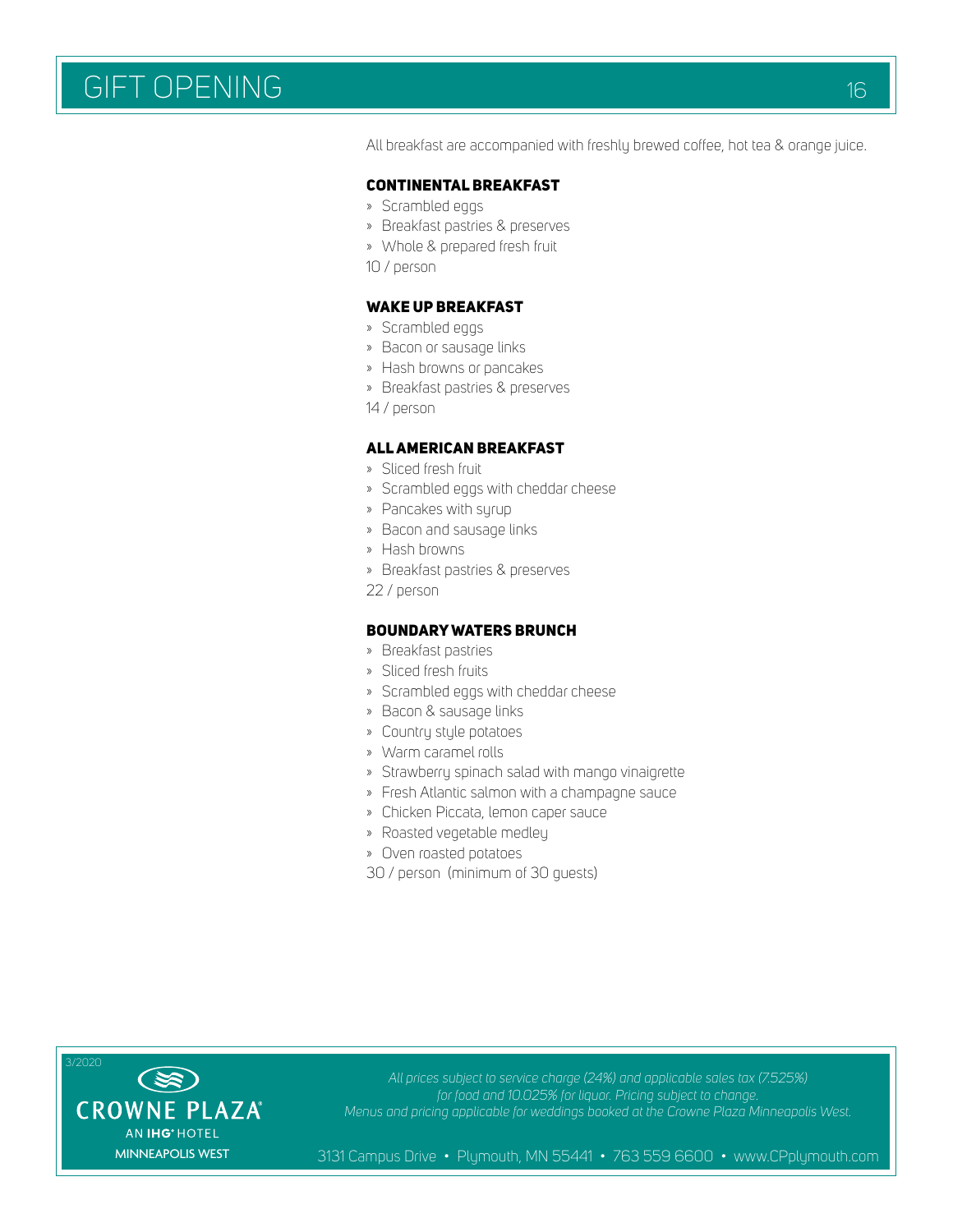# GIFT OPENING

All breakfast are accompanied with freshly brewed coffee, hot tea & orange juice.

### CONTINENTAL BREAKFAST

- Scrambled eggs
- Breakfast pastries & preserves
- Whole & prepared fresh fruit

10 / person

### WAKE UP BREAKFAST

- Scrambled eggs
- Bacon or sausage links
- Hash browns or pancakes
- Breakfast pastries & preserves

14 / person

### ALL AMERICAN BREAKFAST

- Sliced fresh fruit
- Scrambled eggs with cheddar cheese
- Pancakes with syrup
- Bacon and sausage links
- Hash browns
- Breakfast pastries & preserves

22 / person

### BOUNDARY WATERS BRUNCH

- Breakfast pastries
- Sliced fresh fruits
- Scrambled eggs with cheddar cheese
- Bacon & sausage links
- Country style potatoes
- Warm caramel rolls
- Strawberry spinach salad with mango vinaigrette
- Fresh Atlantic salmon with a champagne sauce
- Chicken Piccata, lemon caper sauce
- Roasted vegetable medley
- Oven roasted potatoes

30 / person (minimum of 30 guests)

3/2020

CROWNE PLAZA
AN IHG HOTEL
MINNEAPOLIS WEST

*All prices subject to service charge (24%) and applicable sales tax (7.525%) for food and 10.025% for liquor. Pricing subject to change. Menus and pricing applicable for weddings booked at the Crowne Plaza Minneapolis West.*

3131 Campus Drive • Plymouth, MN 55441 • 763 559 6600 • www.CPplymouth.com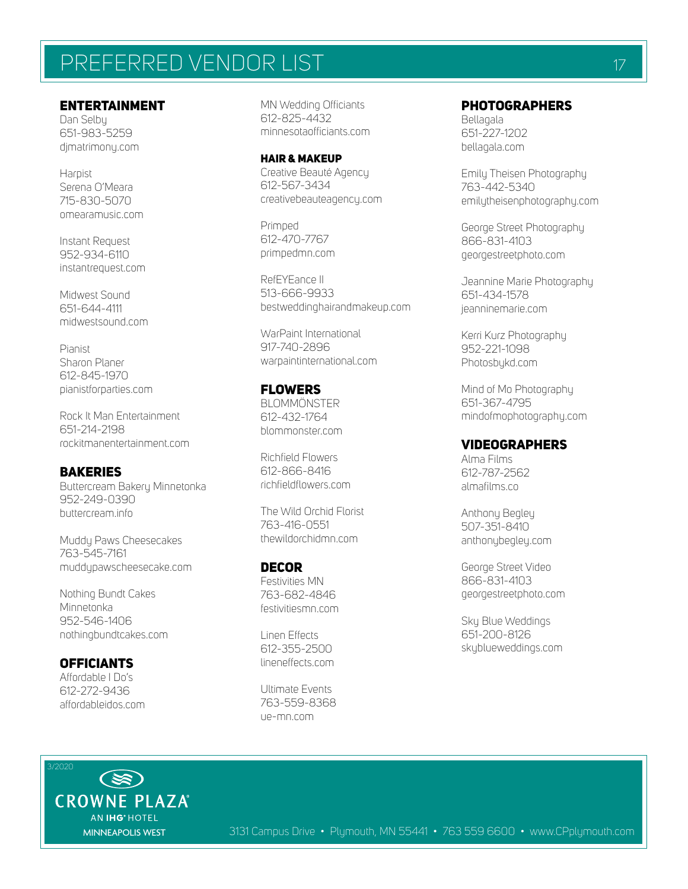# PREFERRED VENDOR LIST

## ENTERTAINMENT

Dan Selby
651-983-5259
djmatrimony.com

Harpist
Serena O'Meara
715-830-5070
omearamusic.com

Instant Request
952-934-6110
instantrequest.com

Midwest Sound
651-644-4111
midwestsound.com

Pianist
Sharon Planer
612-845-1970
pianistforparties.com

Rock It Man Entertainment
651-214-2198
rockitmanentertainment.com

## BAKERIES

Buttercream Bakery Minnetonka
952-249-0390
buttercream.info

Muddy Paws Cheesecakes
763-545-7161
muddypawscheesecake.com

Nothing Bundt Cakes
Minnetonka
952-546-1406
nothingbundtcakes.com

## OFFICIANTS

Affordable I Do's
612-272-9436
affordableidos.com

MN Wedding Officiants
612-825-4432
minnesotaofficiants.com

## HAIR & MAKEUP

Creative Beauté Agency
612-567-3434
creativebeauteagency.com

Primped
612-470-7767
primpedmn.com

RefEYEance II
513-666-9933
bestweddinghairandmakeup.com

WarPaint International
917-740-2896
warpaintinternational.com

## FLOWERS

BLOMMÖNSTER
612-432-1764
blommonster.com

Richfield Flowers
612-866-8416
richfieldflowers.com

The Wild Orchid Florist
763-416-0551
thewildorchidmn.com

## DECOR

Festivities MN
763-682-4846
festivitiesmn.com

Linen Effects
612-355-2500
lineneffects.com

Ultimate Events
763-559-8368
ue-mn.com

## PHOTOGRAPHERS

Bellagala
651-227-1202
bellagala.com

Emily Theisen Photography
763-442-5340
emilytheisenphotography.com

George Street Photography
866-831-4103
georgestreetphoto.com

Jeannine Marie Photography
651-434-1578
jeanninemarie.com

Kerri Kurz Photography
952-221-1098
Photosbykd.com

Mind of Mo Photography
651-367-4795
mindofmophotography.com

## VIDEOGRAPHERS

Alma Films
612-787-2562
almafilms.co

Anthony Begley
507-351-8410
anthonybegley.com

George Street Video
866-831-4103
georgestreetphoto.com

Sky Blue Weddings
651-200-8126
skyblueweddings.com

3/2020

CROWNE PLAZA
AN IHG® HOTEL
MINNEAPOLIS WEST

3131 Campus Drive • Plymouth, MN 55441 • 763 559 6600 • www.CPplymouth.com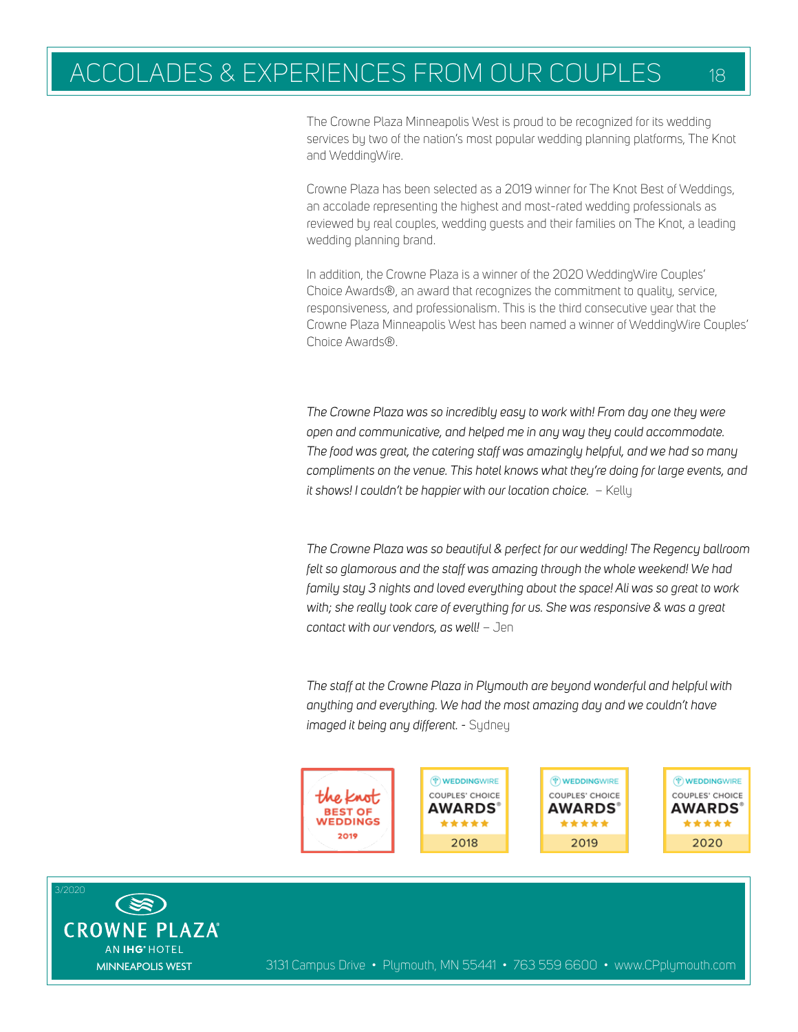# ACCOLADES & EXPERIENCES FROM OUR COUPLES

The Crowne Plaza Minneapolis West is proud to be recognized for its wedding services by two of the nation's most popular wedding planning platforms, The Knot and WeddingWire.

Crowne Plaza has been selected as a 2019 winner for The Knot Best of Weddings, an accolade representing the highest and most-rated wedding professionals as reviewed by real couples, wedding guests and their families on The Knot, a leading wedding planning brand.

In addition, the Crowne Plaza is a winner of the 2020 WeddingWire Couples' Choice Awards®, an award that recognizes the commitment to quality, service, responsiveness, and professionalism. This is the third consecutive year that the Crowne Plaza Minneapolis West has been named a winner of WeddingWire Couples' Choice Awards®.

*The Crowne Plaza was so incredibly easy to work with! From day one they were open and communicative, and helped me in any way they could accommodate. The food was great, the catering staff was amazingly helpful, and we had so many compliments on the venue. This hotel knows what they're doing for large events, and it shows! I couldn't be happier with our location choice.* – Kelly

*The Crowne Plaza was so beautiful & perfect for our wedding! The Regency ballroom felt so glamorous and the staff was amazing through the whole weekend! We had family stay 3 nights and loved everything about the space! Ali was so great to work with; she really took care of everything for us. She was responsive & was a great contact with our vendors, as well!* – Jen

*The staff at the Crowne Plaza in Plymouth are beyond wonderful and helpful with anything and everything. We had the most amazing day and we couldn't have imaged it being any different.* - Sydney

the knot BEST OF WEDDINGS 2019 | WEDDINGWIRE COUPLES' CHOICE AWARDS® 2018 | WEDDINGWIRE COUPLES' CHOICE AWARDS® 2019 | WEDDINGWIRE COUPLES' CHOICE AWARDS® 2020

3/2020

CROWNE PLAZA® AN IHG® HOTEL MINNEAPOLIS WEST

3131 Campus Drive • Plymouth, MN 55441 • 763 559 6600 • www.CPplymouth.com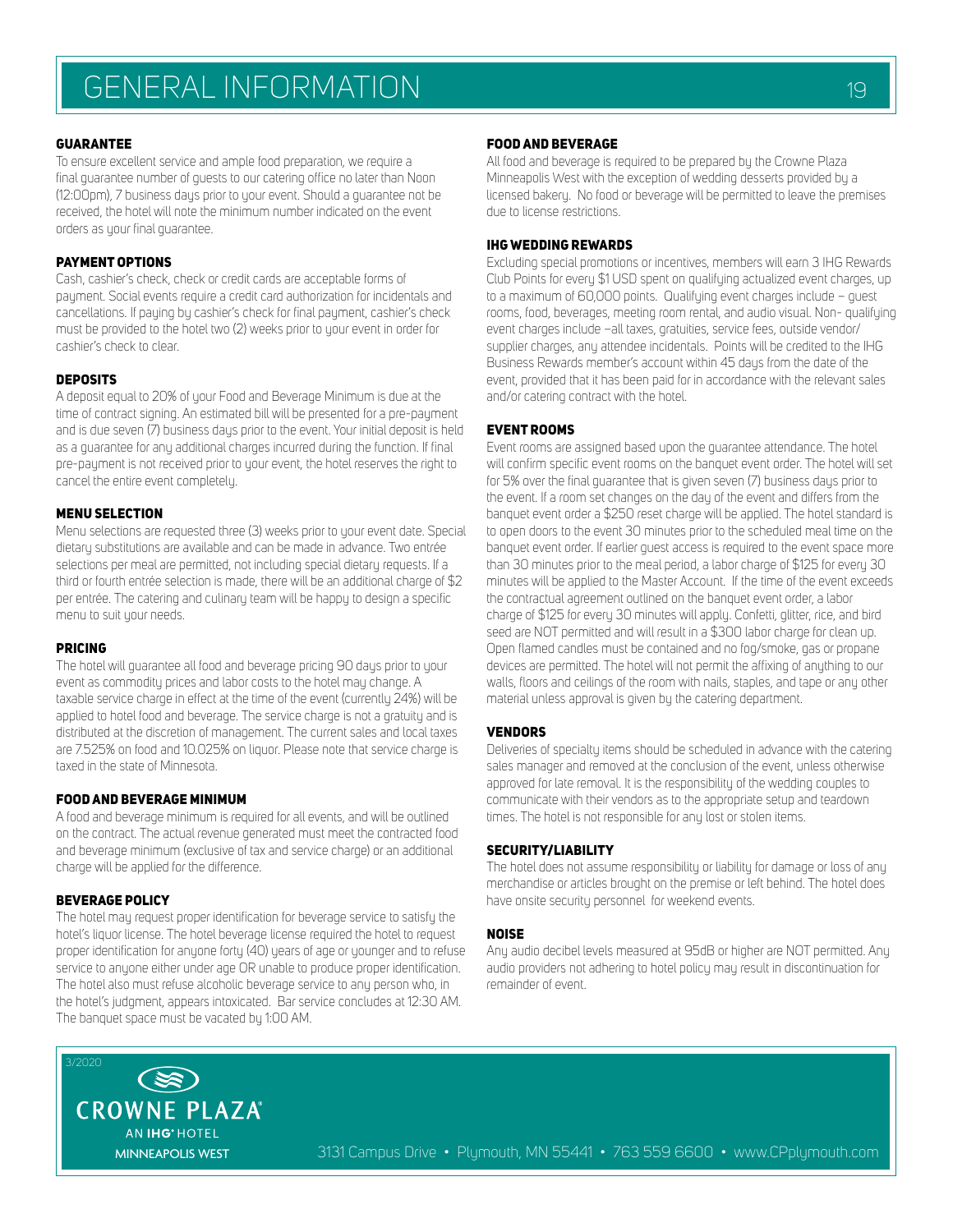# GENERAL INFORMATION

### GUARANTEE

To ensure excellent service and ample food preparation, we require a final guarantee number of guests to our catering office no later than Noon (12:00pm), 7 business days prior to your event. Should a guarantee not be received, the hotel will note the minimum number indicated on the event orders as your final guarantee.

### PAYMENT OPTIONS

Cash, cashier's check, check or credit cards are acceptable forms of payment. Social events require a credit card authorization for incidentals and cancellations. If paying by cashier's check for final payment, cashier's check must be provided to the hotel two (2) weeks prior to your event in order for cashier's check to clear.

### DEPOSITS

A deposit equal to 20% of your Food and Beverage Minimum is due at the time of contract signing. An estimated bill will be presented for a pre-payment and is due seven (7) business days prior to the event. Your initial deposit is held as a guarantee for any additional charges incurred during the function. If final pre-payment is not received prior to your event, the hotel reserves the right to cancel the entire event completely.

### MENU SELECTION

Menu selections are requested three (3) weeks prior to your event date. Special dietary substitutions are available and can be made in advance. Two entrée selections per meal are permitted, not including special dietary requests. If a third or fourth entrée selection is made, there will be an additional charge of $2 per entrée. The catering and culinary team will be happy to design a specific menu to suit your needs.

### PRICING

The hotel will guarantee all food and beverage pricing 90 days prior to your event as commodity prices and labor costs to the hotel may change. A taxable service charge in effect at the time of the event (currently 24%) will be applied to hotel food and beverage. The service charge is not a gratuity and is distributed at the discretion of management. The current sales and local taxes are 7.525% on food and 10.025% on liquor. Please note that service charge is taxed in the state of Minnesota.

### FOOD AND BEVERAGE MINIMUM

A food and beverage minimum is required for all events, and will be outlined on the contract. The actual revenue generated must meet the contracted food and beverage minimum (exclusive of tax and service charge) or an additional charge will be applied for the difference.

### BEVERAGE POLICY

The hotel may request proper identification for beverage service to satisfy the hotel's liquor license. The hotel beverage license required the hotel to request proper identification for anyone forty (40) years of age or younger and to refuse service to anyone either under age OR unable to produce proper identification. The hotel also must refuse alcoholic beverage service to any person who, in the hotel's judgment, appears intoxicated. Bar service concludes at 12:30 AM. The banquet space must be vacated by 1:00 AM.

### FOOD AND BEVERAGE

All food and beverage is required to be prepared by the Crowne Plaza Minneapolis West with the exception of wedding desserts provided by a licensed bakery. No food or beverage will be permitted to leave the premises due to license restrictions.

### IHG WEDDING REWARDS

Excluding special promotions or incentives, members will earn 3 IHG Rewards Club Points for every $1 USD spent on qualifying actualized event charges, up to a maximum of 60,000 points. Qualifying event charges include – guest rooms, food, beverages, meeting room rental, and audio visual. Non- qualifying event charges include –all taxes, gratuities, service fees, outside vendor/supplier charges, any attendee incidentals. Points will be credited to the IHG Business Rewards member's account within 45 days from the date of the event, provided that it has been paid for in accordance with the relevant sales and/or catering contract with the hotel.

### EVENT ROOMS

Event rooms are assigned based upon the guarantee attendance. The hotel will confirm specific event rooms on the banquet event order. The hotel will set for 5% over the final guarantee that is given seven (7) business days prior to the event. If a room set changes on the day of the event and differs from the banquet event order a $250 reset charge will be applied. The hotel standard is to open doors to the event 30 minutes prior to the scheduled meal time on the banquet event order. If earlier guest access is required to the event space more than 30 minutes prior to the meal period, a labor charge of $125 for every 30 minutes will be applied to the Master Account. If the time of the event exceeds the contractual agreement outlined on the banquet event order, a labor charge of $125 for every 30 minutes will apply. Confetti, glitter, rice, and bird seed are NOT permitted and will result in a $300 labor charge for clean up. Open flamed candles must be contained and no fog/smoke, gas or propane devices are permitted. The hotel will not permit the affixing of anything to our walls, floors and ceilings of the room with nails, staples, and tape or any other material unless approval is given by the catering department.

### VENDORS

Deliveries of specialty items should be scheduled in advance with the catering sales manager and removed at the conclusion of the event, unless otherwise approved for late removal. It is the responsibility of the wedding couples to communicate with their vendors as to the appropriate setup and teardown times. The hotel is not responsible for any lost or stolen items.

### SECURITY/LIABILITY

The hotel does not assume responsibility or liability for damage or loss of any merchandise or articles brought on the premise or left behind. The hotel does have onsite security personnel for weekend events.

### NOISE

Any audio decibel levels measured at 95dB or higher are NOT permitted. Any audio providers not adhering to hotel policy may result in discontinuation for remainder of event.

3/2020

CROWNE PLAZA
AN IHG HOTEL
MINNEAPOLIS WEST

3131 Campus Drive • Plymouth, MN 55441 • 763 559 6600 • www.CPplymouth.com